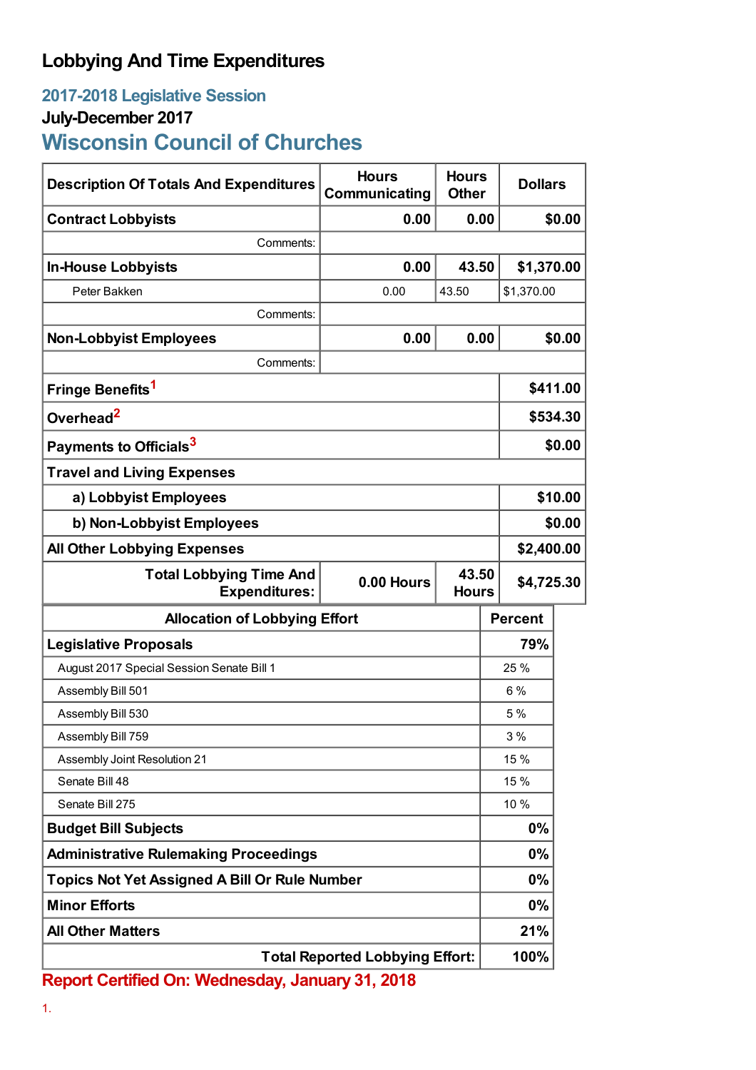# Lobbying And Time Expenditures

## 2017-2018 Legislative Session

### July-December 2017

## Wisconsin Council of Churches

| Description Of Totals And Expenditures | Hours Communicating | Hours Other | Dollars |
|---|---|---|---|
| **Contract Lobbyists** | **0.00** | **0.00** | **$0.00** |
| Comments: | | | |
| **In-House Lobbyists** | **0.00** | **43.50** | **$1,370.00** |
| Peter Bakken | 0.00 | 43.50 | $1,370.00 |
| Comments: | | | |
| **Non-Lobbyist Employees** | **0.00** | **0.00** | **$0.00** |
| Comments: | | | |
| **Fringe Benefits**[1] | | | **$411.00** |
| **Overhead**[2] | | | **$534.30** |
| **Payments to Officials**[3] | | | **$0.00** |
| **Travel and Living Expenses** | | | |
| **a) Lobbyist Employees** | | | **$10.00** |
| **b) Non-Lobbyist Employees** | | | **$0.00** |
| **All Other Lobbying Expenses** | | | **$2,400.00** |
| **Total Lobbying Time And Expenditures:** | **0.00 Hours** | **43.50 Hours** | **$4,725.30** |

| Allocation of Lobbying Effort | Percent |
|---|---|
| **Legislative Proposals** | **79%** |
| August 2017 Special Session Senate Bill 1 | 25 % |
| Assembly Bill 501 | 6 % |
| Assembly Bill 530 | 5 % |
| Assembly Bill 759 | 3 % |
| Assembly Joint Resolution 21 | 15 % |
| Senate Bill 48 | 15 % |
| Senate Bill 275 | 10 % |
| **Budget Bill Subjects** | **0%** |
| **Administrative Rulemaking Proceedings** | **0%** |
| **Topics Not Yet Assigned A Bill Or Rule Number** | **0%** |
| **Minor Efforts** | **0%** |
| **All Other Matters** | **21%** |
| **Total Reported Lobbying Effort:** | **100%** |

**Report Certified On: Wednesday, January 31, 2018**

1.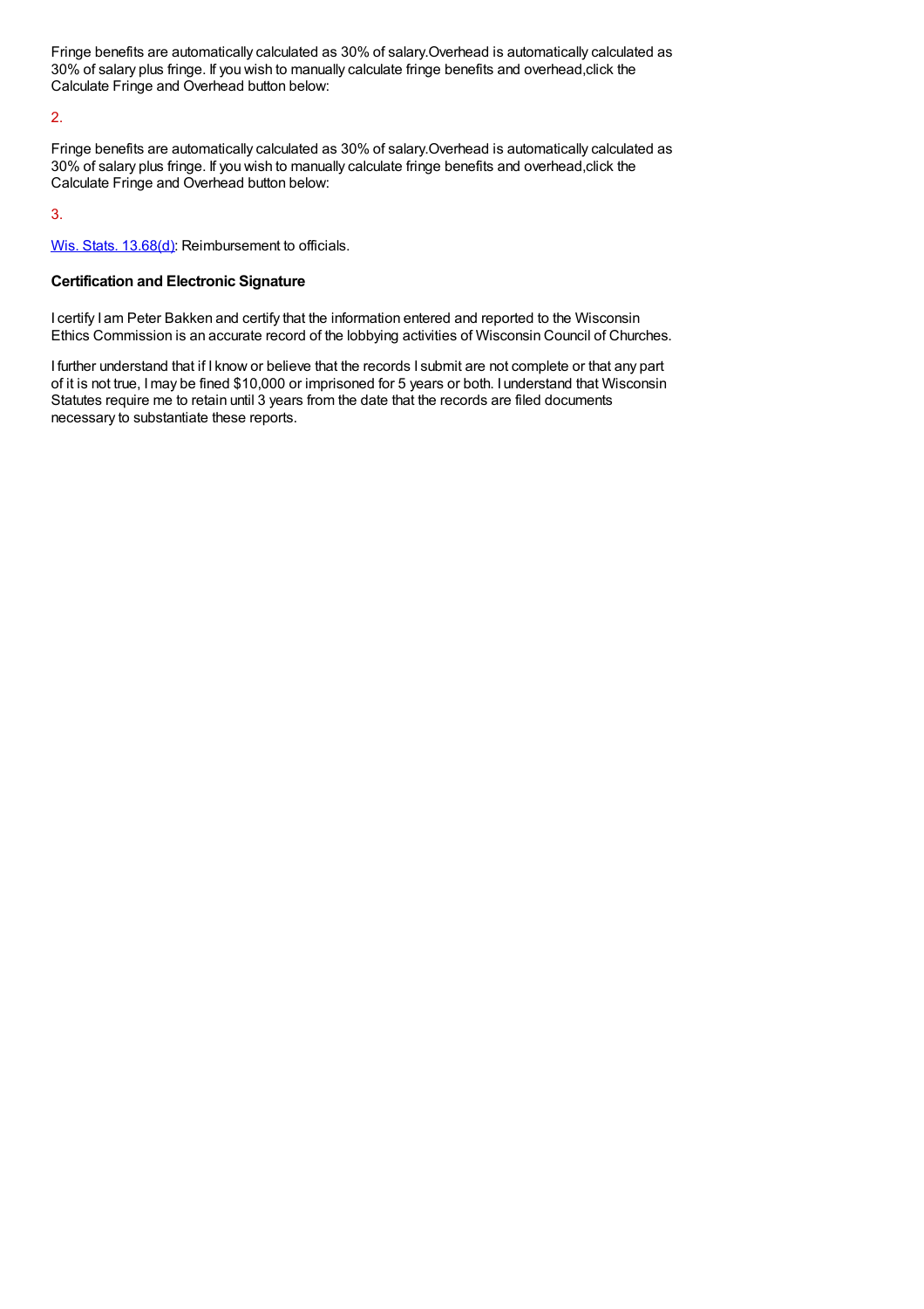Fringe benefits are automatically calculated as 30% of salary.Overhead is automatically calculated as 30% of salary plus fringe. If you wish to manually calculate fringe benefits and overhead,click the Calculate Fringe and Overhead button below:

2.

Fringe benefits are automatically calculated as 30% of salary.Overhead is automatically calculated as 30% of salary plus fringe. If you wish to manually calculate fringe benefits and overhead,click the Calculate Fringe and Overhead button below:

3.

Wis. Stats. 13.68(d): Reimbursement to officials.

**Certification and Electronic Signature**

I certify I am Peter Bakken and certify that the information entered and reported to the Wisconsin Ethics Commission is an accurate record of the lobbying activities of Wisconsin Council of Churches.

I further understand that if I know or believe that the records I submit are not complete or that any part of it is not true, I may be fined $10,000 or imprisoned for 5 years or both. I understand that Wisconsin Statutes require me to retain until 3 years from the date that the records are filed documents necessary to substantiate these reports.